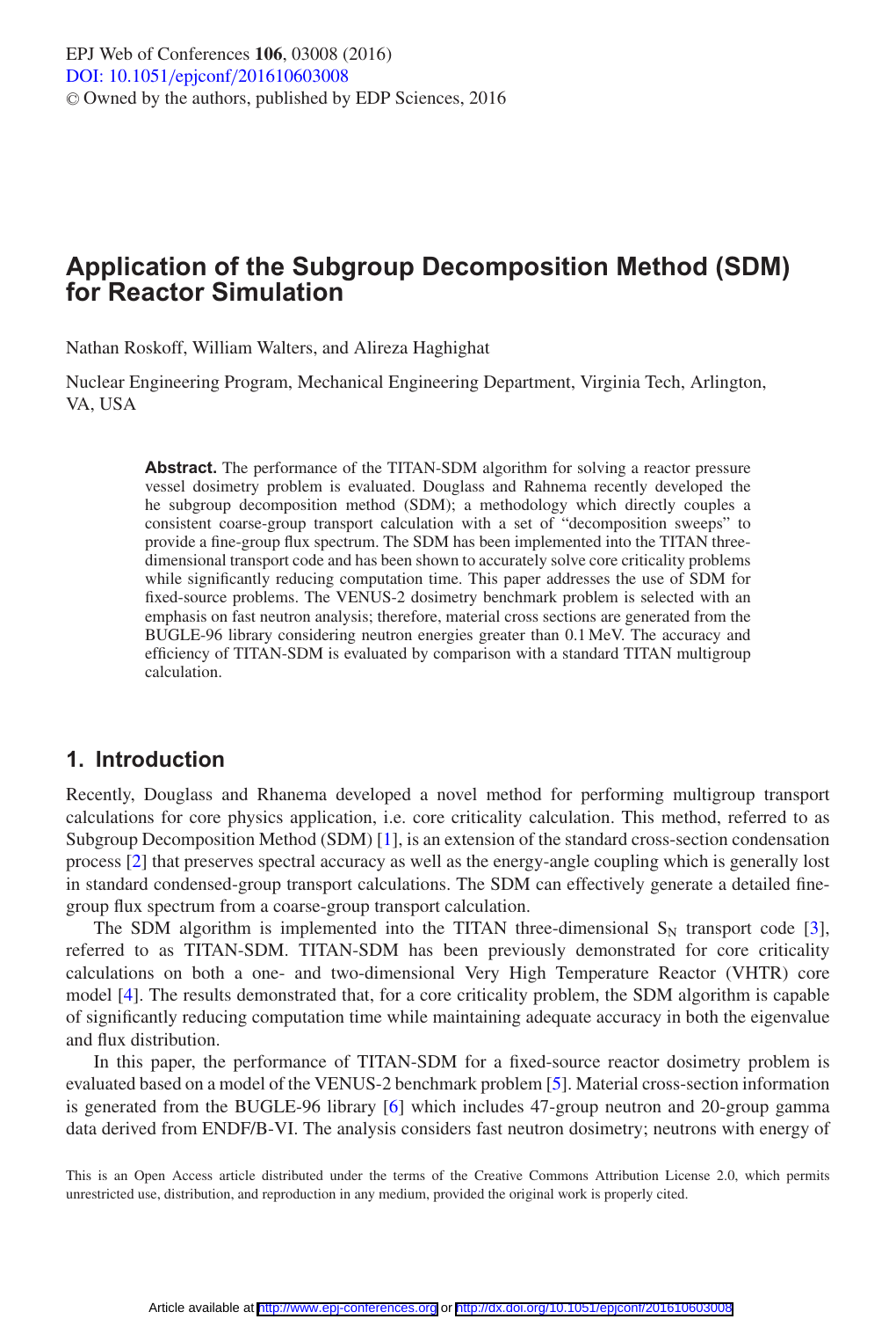# Application of the Subgroup Decomposition Method (SDM) for Reactor Simulation

Nathan Roskoff, William Walters, and Alireza Haghighat

Nuclear Engineering Program, Mechanical Engineering Department, Virginia Tech, Arlington, VA, USA

**Abstract.** The performance of the TITAN-SDM algorithm for solving a reactor pressure vessel dosimetry problem is evaluated. Douglass and Rahnema recently developed the he subgroup decomposition method (SDM); a methodology which directly couples a consistent coarse-group transport calculation with a set of "decomposition sweeps" to provide a fine-group flux spectrum. The SDM has been implemented into the TITAN three-dimensional transport code and has been shown to accurately solve core criticality problems while significantly reducing computation time. This paper addresses the use of SDM for fixed-source problems. The VENUS-2 dosimetry benchmark problem is selected with an emphasis on fast neutron analysis; therefore, material cross sections are generated from the BUGLE-96 library considering neutron energies greater than 0.1 MeV. The accuracy and efficiency of TITAN-SDM is evaluated by comparison with a standard TITAN multigroup calculation.

## 1. Introduction

Recently, Douglass and Rhanema developed a novel method for performing multigroup transport calculations for core physics application, i.e. core criticality calculation. This method, referred to as Subgroup Decomposition Method (SDM) [1], is an extension of the standard cross-section condensation process [2] that preserves spectral accuracy as well as the energy-angle coupling which is generally lost in standard condensed-group transport calculations. The SDM can effectively generate a detailed fine-group flux spectrum from a coarse-group transport calculation.

The SDM algorithm is implemented into the TITAN three-dimensional $S_N$ transport code [3], referred to as TITAN-SDM. TITAN-SDM has been previously demonstrated for core criticality calculations on both a one- and two-dimensional Very High Temperature Reactor (VHTR) core model [4]. The results demonstrated that, for a core criticality problem, the SDM algorithm is capable of significantly reducing computation time while maintaining adequate accuracy in both the eigenvalue and flux distribution.

In this paper, the performance of TITAN-SDM for a fixed-source reactor dosimetry problem is evaluated based on a model of the VENUS-2 benchmark problem [5]. Material cross-section information is generated from the BUGLE-96 library [6] which includes 47-group neutron and 20-group gamma data derived from ENDF/B-VI. The analysis considers fast neutron dosimetry; neutrons with energy of

This is an Open Access article distributed under the terms of the Creative Commons Attribution License 2.0, which permits unrestricted use, distribution, and reproduction in any medium, provided the original work is properly cited.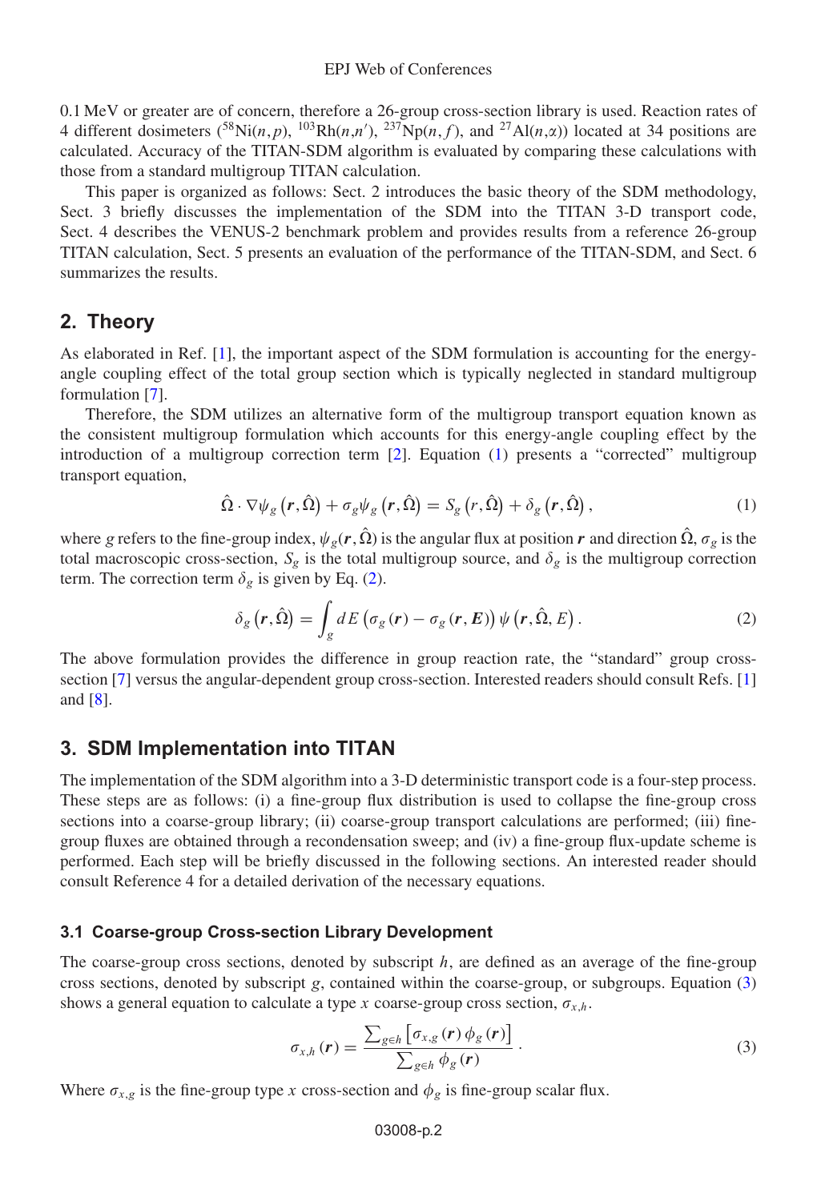0.1 MeV or greater are of concern, therefore a 26-group cross-section library is used. Reaction rates of 4 different dosimeters ($^{58}$Ni($n,p$), $^{103}$Rh($n,n'$), $^{237}$Np($n,f$), and $^{27}$Al($n,\alpha$)) located at 34 positions are calculated. Accuracy of the TITAN-SDM algorithm is evaluated by comparing these calculations with those from a standard multigroup TITAN calculation.

This paper is organized as follows: Sect. 2 introduces the basic theory of the SDM methodology, Sect. 3 briefly discusses the implementation of the SDM into the TITAN 3-D transport code, Sect. 4 describes the VENUS-2 benchmark problem and provides results from a reference 26-group TITAN calculation, Sect. 5 presents an evaluation of the performance of the TITAN-SDM, and Sect. 6 summarizes the results.

## 2. Theory

As elaborated in Ref. [1], the important aspect of the SDM formulation is accounting for the energy-angle coupling effect of the total group section which is typically neglected in standard multigroup formulation [7].

Therefore, the SDM utilizes an alternative form of the multigroup transport equation known as the consistent multigroup formulation which accounts for this energy-angle coupling effect by the introduction of a multigroup correction term [2]. Equation (1) presents a "corrected" multigroup transport equation,

$$\hat{\Omega} \cdot \nabla \psi_g \left(\boldsymbol{r}, \hat{\Omega}\right) + \sigma_g \psi_g \left(\boldsymbol{r}, \hat{\Omega}\right) = S_g \left(r, \hat{\Omega}\right) + \delta_g \left(\boldsymbol{r}, \hat{\Omega}\right), \tag{1}$$

where $g$ refers to the fine-group index, $\psi_g(\boldsymbol{r}, \hat{\Omega})$ is the angular flux at position $\boldsymbol{r}$ and direction $\hat{\Omega}$, $\sigma_g$ is the total macroscopic cross-section, $S_g$ is the total multigroup source, and $\delta_g$ is the multigroup correction term. The correction term $\delta_g$ is given by Eq. (2).

$$\delta_g \left(\boldsymbol{r}, \hat{\Omega}\right) = \int_g dE \left(\sigma_g \left(\boldsymbol{r}\right) - \sigma_g \left(\boldsymbol{r}, \boldsymbol{E}\right)\right) \psi \left(\boldsymbol{r}, \hat{\Omega}, E\right). \tag{2}$$

The above formulation provides the difference in group reaction rate, the "standard" group cross-section [7] versus the angular-dependent group cross-section. Interested readers should consult Refs. [1] and [8].

## 3. SDM Implementation into TITAN

The implementation of the SDM algorithm into a 3-D deterministic transport code is a four-step process. These steps are as follows: (i) a fine-group flux distribution is used to collapse the fine-group cross sections into a coarse-group library; (ii) coarse-group transport calculations are performed; (iii) fine-group fluxes are obtained through a recondensation sweep; and (iv) a fine-group flux-update scheme is performed. Each step will be briefly discussed in the following sections. An interested reader should consult Reference 4 for a detailed derivation of the necessary equations.

### 3.1 Coarse-group Cross-section Library Development

The coarse-group cross sections, denoted by subscript $h$, are defined as an average of the fine-group cross sections, denoted by subscript $g$, contained within the coarse-group, or subgroups. Equation (3) shows a general equation to calculate a type $x$ coarse-group cross section, $\sigma_{x,h}$.

$$\sigma_{x,h} \left(\boldsymbol{r}\right) = \frac{\sum_{g \in h} \left[\sigma_{x,g} \left(\boldsymbol{r}\right) \phi_g \left(\boldsymbol{r}\right)\right]}{\sum_{g \in h} \phi_g \left(\boldsymbol{r}\right)}. \tag{3}$$

Where $\sigma_{x,g}$ is the fine-group type $x$ cross-section and $\phi_g$ is fine-group scalar flux.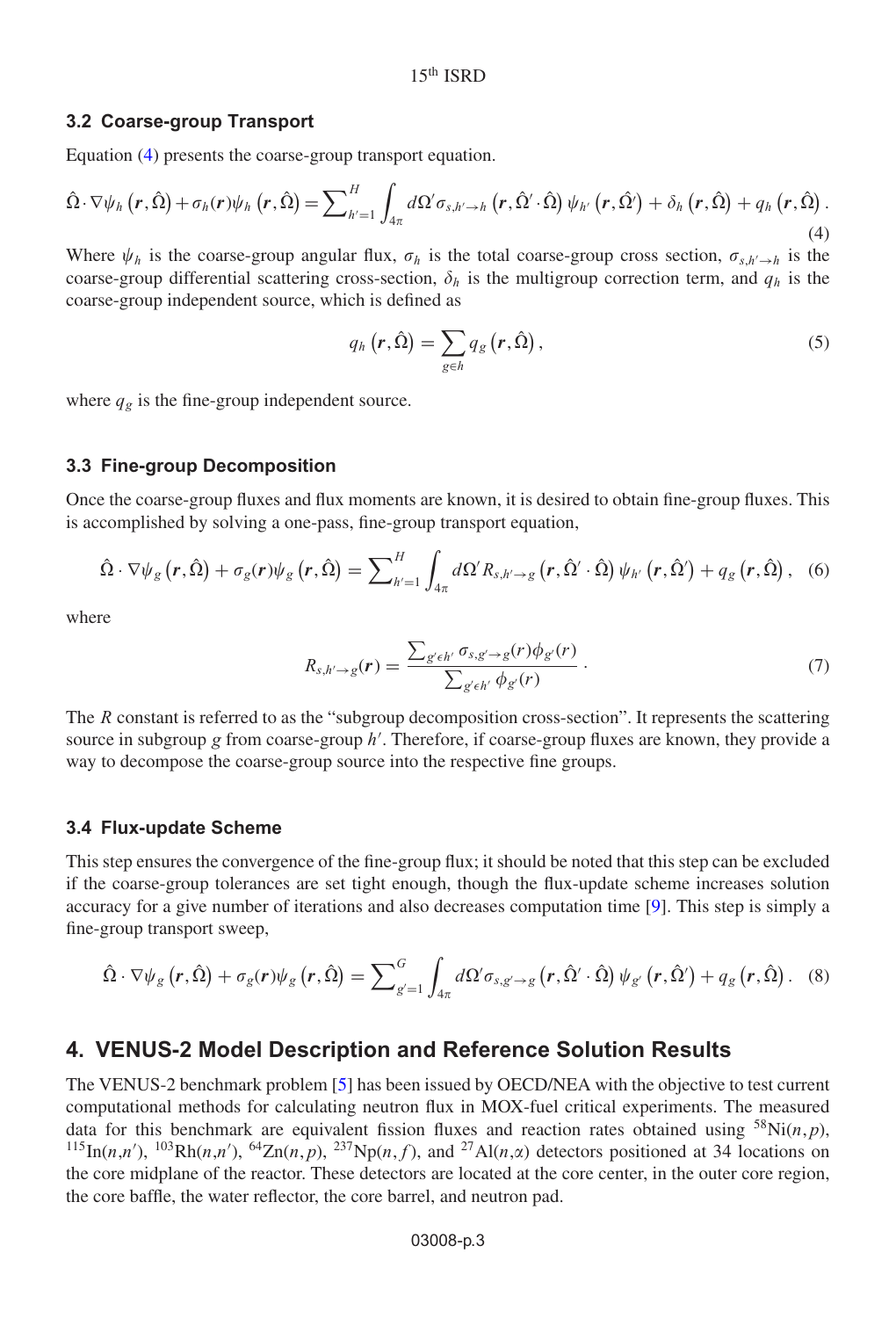### 3.2 Coarse-group Transport

Equation (4) presents the coarse-group transport equation.

$$\hat{\Omega}\cdot\nabla\psi_h\left(\boldsymbol{r},\hat{\Omega}\right)+\sigma_h(\boldsymbol{r})\psi_h\left(\boldsymbol{r},\hat{\Omega}\right)=\sum\nolimits_{h'=1}^{H}\int_{4\pi}d\Omega'\sigma_{s,h'\to h}\left(\boldsymbol{r},\hat{\Omega}'\cdot\hat{\Omega}\right)\psi_{h'}\left(\boldsymbol{r},\hat{\Omega}'\right)+\delta_h\left(\boldsymbol{r},\hat{\Omega}\right)+q_h\left(\boldsymbol{r},\hat{\Omega}\right). \tag{4}$$

Where $\psi_h$ is the coarse-group angular flux, $\sigma_h$ is the total coarse-group cross section, $\sigma_{s,h'\to h}$ is the coarse-group differential scattering cross-section, $\delta_h$ is the multigroup correction term, and $q_h$ is the coarse-group independent source, which is defined as

$$q_h\left(\boldsymbol{r},\hat{\Omega}\right)=\sum_{g\in h}q_g\left(\boldsymbol{r},\hat{\Omega}\right), \tag{5}$$

where $q_g$ is the fine-group independent source.

### 3.3 Fine-group Decomposition

Once the coarse-group fluxes and flux moments are known, it is desired to obtain fine-group fluxes. This is accomplished by solving a one-pass, fine-group transport equation,

$$\hat{\Omega}\cdot\nabla\psi_g\left(\boldsymbol{r},\hat{\Omega}\right)+\sigma_g(\boldsymbol{r})\psi_g\left(\boldsymbol{r},\hat{\Omega}\right)=\sum\nolimits_{h'=1}^{H}\int_{4\pi}d\Omega' R_{s,h'\to g}\left(\boldsymbol{r},\hat{\Omega}'\cdot\hat{\Omega}\right)\psi_{h'}\left(\boldsymbol{r},\hat{\Omega}'\right)+q_g\left(\boldsymbol{r},\hat{\Omega}\right), \tag{6}$$

where

$$R_{s,h'\to g}(\boldsymbol{r})=\frac{\sum_{g'\epsilon h'}\sigma_{s,g'\to g}(r)\phi_{g'}(r)}{\sum_{g'\epsilon h'}\phi_{g'}(r)}. \tag{7}$$

The $R$ constant is referred to as the "subgroup decomposition cross-section". It represents the scattering source in subgroup $g$ from coarse-group $h'$. Therefore, if coarse-group fluxes are known, they provide a way to decompose the coarse-group source into the respective fine groups.

### 3.4 Flux-update Scheme

This step ensures the convergence of the fine-group flux; it should be noted that this step can be excluded if the coarse-group tolerances are set tight enough, though the flux-update scheme increases solution accuracy for a give number of iterations and also decreases computation time [9]. This step is simply a fine-group transport sweep,

$$\hat{\Omega}\cdot\nabla\psi_g\left(\boldsymbol{r},\hat{\Omega}\right)+\sigma_g(\boldsymbol{r})\psi_g\left(\boldsymbol{r},\hat{\Omega}\right)=\sum\nolimits_{g'=1}^{G}\int_{4\pi}d\Omega'\sigma_{s,g'\to g}\left(\boldsymbol{r},\hat{\Omega}'\cdot\hat{\Omega}\right)\psi_{g'}\left(\boldsymbol{r},\hat{\Omega}'\right)+q_g\left(\boldsymbol{r},\hat{\Omega}\right). \tag{8}$$

## 4. VENUS-2 Model Description and Reference Solution Results

The VENUS-2 benchmark problem [5] has been issued by OECD/NEA with the objective to test current computational methods for calculating neutron flux in MOX-fuel critical experiments. The measured data for this benchmark are equivalent fission fluxes and reaction rates obtained using $^{58}$Ni$(n,p)$, $^{115}$In$(n,n')$, $^{103}$Rh$(n,n')$, $^{64}$Zn$(n,p)$, $^{237}$Np$(n,f)$, and $^{27}$Al$(n,\alpha)$ detectors positioned at 34 locations on the core midplane of the reactor. These detectors are located at the core center, in the outer core region, the core baffle, the water reflector, the core barrel, and neutron pad.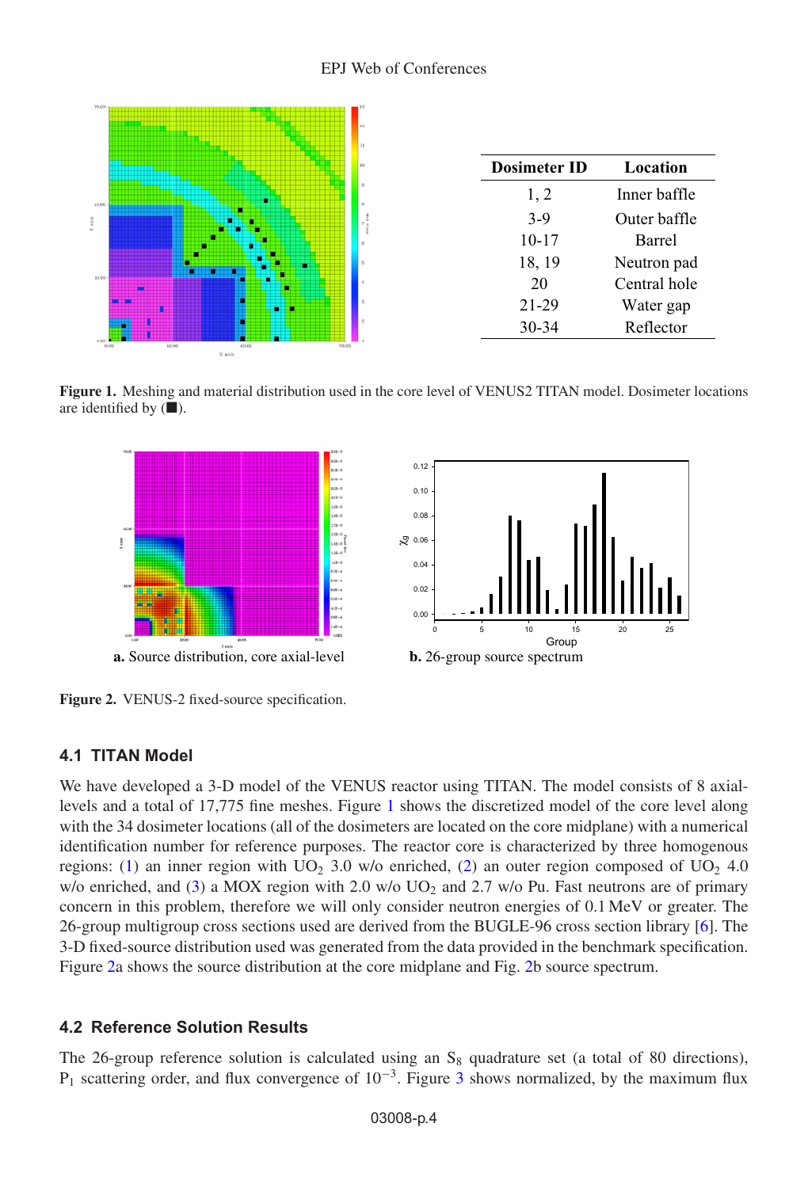| Dosimeter ID | Location |
|---|---|
| 1, 2 | Inner baffle |
| 3-9 | Outer baffle |
| 10-17 | Barrel |
| 18, 19 | Neutron pad |
| 20 | Central hole |
| 21-29 | Water gap |
| 30-34 | Reflector |

**Figure 1.** Meshing and material distribution used in the core level of VENUS2 TITAN model. Dosimeter locations are identified by (■).

**a.** Source distribution, core axial-level

**b.** 26-group source spectrum

**Figure 2.** VENUS-2 fixed-source specification.

### 4.1 TITAN Model

We have developed a 3-D model of the VENUS reactor using TITAN. The model consists of 8 axial-levels and a total of 17,775 fine meshes. Figure 1 shows the discretized model of the core level along with the 34 dosimeter locations (all of the dosimeters are located on the core midplane) with a numerical identification number for reference purposes. The reactor core is characterized by three homogenous regions: (1) an inner region with $UO_2$ 3.0 w/o enriched, (2) an outer region composed of $UO_2$ 4.0 w/o enriched, and (3) a MOX region with 2.0 w/o $UO_2$ and 2.7 w/o Pu. Fast neutrons are of primary concern in this problem, therefore we will only consider neutron energies of 0.1 MeV or greater. The 26-group multigroup cross sections used are derived from the BUGLE-96 cross section library [6]. The 3-D fixed-source distribution used was generated from the data provided in the benchmark specification. Figure 2a shows the source distribution at the core midplane and Fig. 2b source spectrum.

### 4.2 Reference Solution Results

The 26-group reference solution is calculated using an $S_8$ quadrature set (a total of 80 directions), $P_1$ scattering order, and flux convergence of $10^{-3}$. Figure 3 shows normalized, by the maximum flux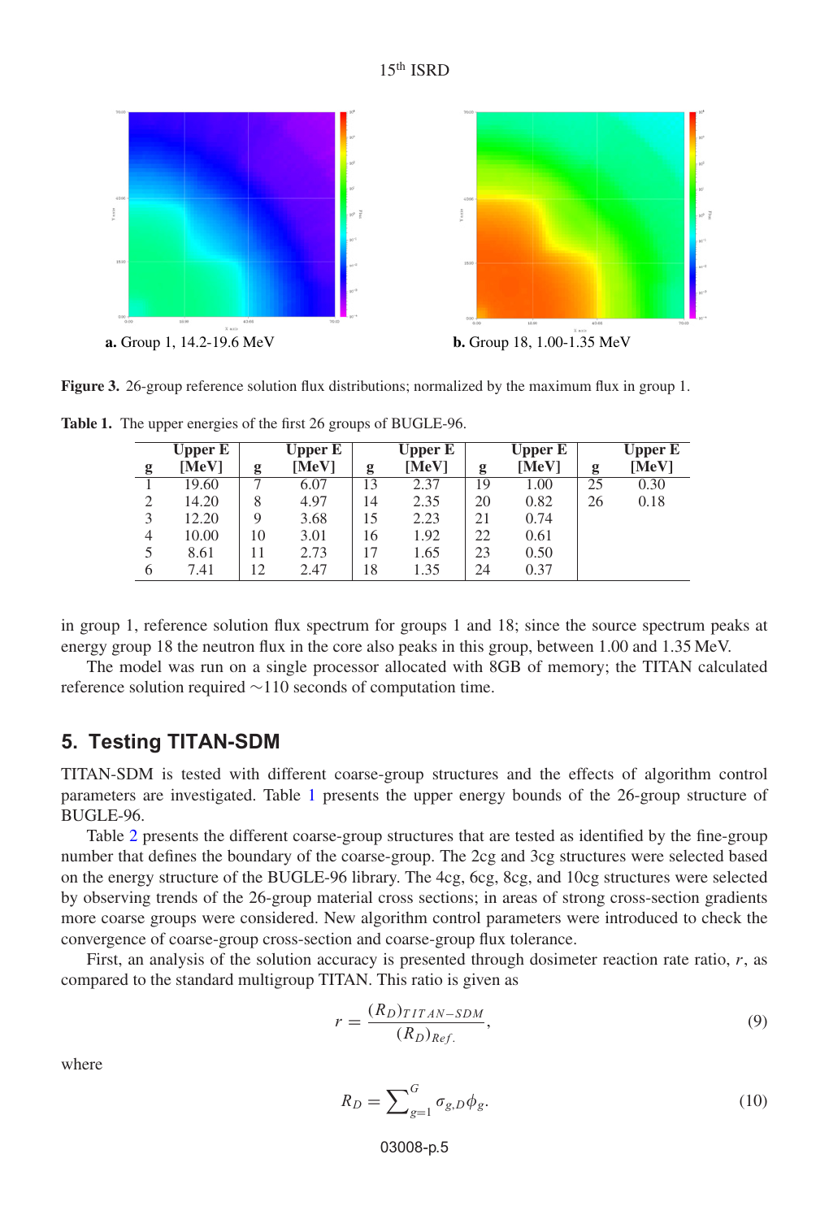a. Group 1, 14.2-19.6 MeV

b. Group 18, 1.00-1.35 MeV

**Figure 3.** 26-group reference solution flux distributions; normalized by the maximum flux in group 1.

**Table 1.** The upper energies of the first 26 groups of BUGLE-96.

| g | Upper E [MeV] | g | Upper E [MeV] | g | Upper E [MeV] | g | Upper E [MeV] | g | Upper E [MeV] |
|---|---|---|---|---|---|---|---|---|---|
| 1 | 19.60 | 7 | 6.07 | 13 | 2.37 | 19 | 1.00 | 25 | 0.30 |
| 2 | 14.20 | 8 | 4.97 | 14 | 2.35 | 20 | 0.82 | 26 | 0.18 |
| 3 | 12.20 | 9 | 3.68 | 15 | 2.23 | 21 | 0.74 | | |
| 4 | 10.00 | 10 | 3.01 | 16 | 1.92 | 22 | 0.61 | | |
| 5 | 8.61 | 11 | 2.73 | 17 | 1.65 | 23 | 0.50 | | |
| 6 | 7.41 | 12 | 2.47 | 18 | 1.35 | 24 | 0.37 | | |

in group 1, reference solution flux spectrum for groups 1 and 18; since the source spectrum peaks at energy group 18 the neutron flux in the core also peaks in this group, between 1.00 and 1.35 MeV.

The model was run on a single processor allocated with 8GB of memory; the TITAN calculated reference solution required ~110 seconds of computation time.

## 5. Testing TITAN-SDM

TITAN-SDM is tested with different coarse-group structures and the effects of algorithm control parameters are investigated. Table 1 presents the upper energy bounds of the 26-group structure of BUGLE-96.

Table 2 presents the different coarse-group structures that are tested as identified by the fine-group number that defines the boundary of the coarse-group. The 2cg and 3cg structures were selected based on the energy structure of the BUGLE-96 library. The 4cg, 6cg, 8cg, and 10cg structures were selected by observing trends of the 26-group material cross sections; in areas of strong cross-section gradients more coarse groups were considered. New algorithm control parameters were introduced to check the convergence of coarse-group cross-section and coarse-group flux tolerance.

First, an analysis of the solution accuracy is presented through dosimeter reaction rate ratio, $r$, as compared to the standard multigroup TITAN. This ratio is given as

$$r = \frac{(R_D)_{TITAN-SDM}}{(R_D)_{Ref.}}, \tag{9}$$

where

$$R_D = \sum_{g=1}^{G} \sigma_{g,D}\phi_g. \tag{10}$$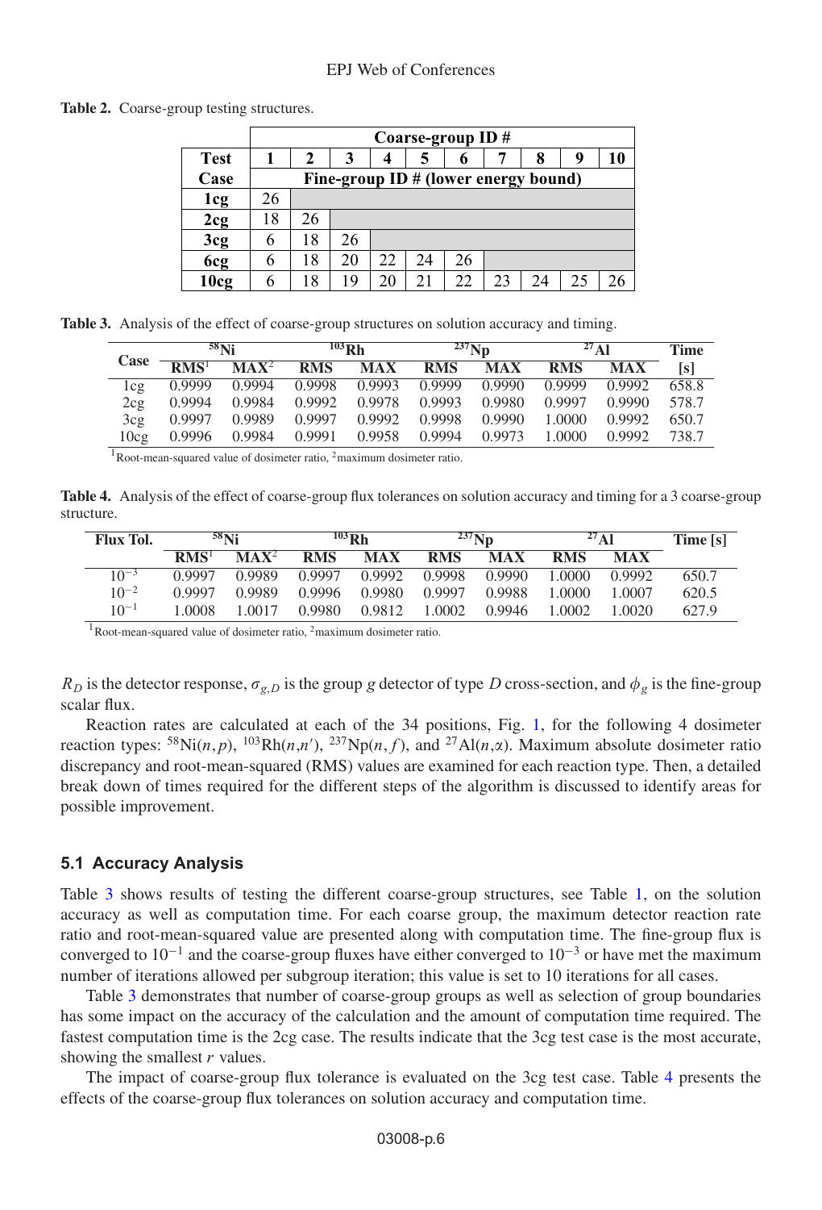**Table 2.** Coarse-group testing structures.

| Test Case | Coarse-group ID # | | | | | | | | | |
|---|---|---|---|---|---|---|---|---|---|---|
| | 1 | 2 | 3 | 4 | 5 | 6 | 7 | 8 | 9 | 10 |
| | Fine-group ID # (lower energy bound) | | | | | | | | | |
| 1cg | 26 | | | | | | | | | |
| 2cg | 18 | 26 | | | | | | | | |
| 3cg | 6 | 18 | 26 | | | | | | | |
| 6cg | 6 | 18 | 20 | 22 | 24 | 26 | | | | |
| 10cg | 6 | 18 | 19 | 20 | 21 | 22 | 23 | 24 | 25 | 26 |

**Table 3.** Analysis of the effect of coarse-group structures on solution accuracy and timing.

| Case | $^{58}$Ni | | $^{103}$Rh | | $^{237}$Np | | $^{27}$Al | | Time |
|---|---|---|---|---|---|---|---|---|---|
| | RMS[1] | MAX[2] | RMS | MAX | RMS | MAX | RMS | MAX | [s] |
| 1cg | 0.9999 | 0.9994 | 0.9998 | 0.9993 | 0.9999 | 0.9990 | 0.9999 | 0.9992 | 658.8 |
| 2cg | 0.9994 | 0.9984 | 0.9992 | 0.9978 | 0.9993 | 0.9980 | 0.9997 | 0.9990 | 578.7 |
| 3cg | 0.9997 | 0.9989 | 0.9997 | 0.9992 | 0.9998 | 0.9990 | 1.0000 | 0.9992 | 650.7 |
| 10cg | 0.9996 | 0.9984 | 0.9991 | 0.9958 | 0.9994 | 0.9973 | 1.0000 | 0.9992 | 738.7 |

[1]Root-mean-squared value of dosimeter ratio, [2]maximum dosimeter ratio.

**Table 4.** Analysis of the effect of coarse-group flux tolerances on solution accuracy and timing for a 3 coarse-group structure.

| Flux Tol. | $^{58}$Ni | | $^{103}$Rh | | $^{237}$Np | | $^{27}$Al | | Time [s] |
|---|---|---|---|---|---|---|---|---|---|
| | RMS[1] | MAX[2] | RMS | MAX | RMS | MAX | RMS | MAX | |
| $10^{-3}$ | 0.9997 | 0.9989 | 0.9997 | 0.9992 | 0.9998 | 0.9990 | 1.0000 | 0.9992 | 650.7 |
| $10^{-2}$ | 0.9997 | 0.9989 | 0.9996 | 0.9980 | 0.9997 | 0.9988 | 1.0000 | 1.0007 | 620.5 |
| $10^{-1}$ | 1.0008 | 1.0017 | 0.9980 | 0.9812 | 1.0002 | 0.9946 | 1.0002 | 1.0020 | 627.9 |

[1]Root-mean-squared value of dosimeter ratio, [2]maximum dosimeter ratio.

$R_D$ is the detector response, $\sigma_{g,D}$ is the group $g$ detector of type $D$ cross-section, and $\phi_g$ is the fine-group scalar flux.

Reaction rates are calculated at each of the 34 positions, Fig. 1, for the following 4 dosimeter reaction types: $^{58}$Ni$(n,p)$, $^{103}$Rh$(n,n')$, $^{237}$Np$(n,f)$, and $^{27}$Al$(n,\alpha)$. Maximum absolute dosimeter ratio discrepancy and root-mean-squared (RMS) values are examined for each reaction type. Then, a detailed break down of times required for the different steps of the algorithm is discussed to identify areas for possible improvement.

### 5.1 Accuracy Analysis

Table 3 shows results of testing the different coarse-group structures, see Table 1, on the solution accuracy as well as computation time. For each coarse group, the maximum detector reaction rate ratio and root-mean-squared value are presented along with computation time. The fine-group flux is converged to $10^{-1}$ and the coarse-group fluxes have either converged to $10^{-3}$ or have met the maximum number of iterations allowed per subgroup iteration; this value is set to 10 iterations for all cases.

Table 3 demonstrates that number of coarse-group groups as well as selection of group boundaries has some impact on the accuracy of the calculation and the amount of computation time required. The fastest computation time is the 2cg case. The results indicate that the 3cg test case is the most accurate, showing the smallest $r$ values.

The impact of coarse-group flux tolerance is evaluated on the 3cg test case. Table 4 presents the effects of the coarse-group flux tolerances on solution accuracy and computation time.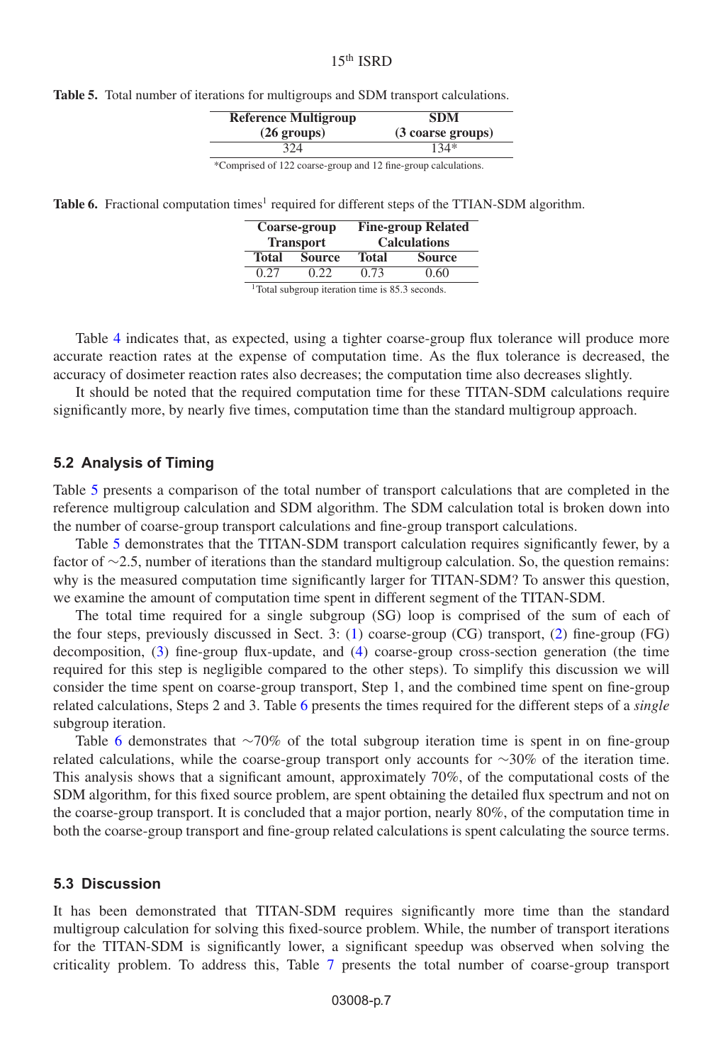**Table 5.** Total number of iterations for multigroups and SDM transport calculations.

| Reference Multigroup (26 groups) | SDM (3 coarse groups) |
|---|---|
| 324 | 134* |

*Comprised of 122 coarse-group and 12 fine-group calculations.

**Table 6.** Fractional computation times[1] required for different steps of the TTIAN-SDM algorithm.

| Coarse-group Transport | | Fine-group Related Calculations | |
|---|---|---|---|
| **Total** | **Source** | **Total** | **Source** |
| 0.27 | 0.22 | 0.73 | 0.60 |

[1]Total subgroup iteration time is 85.3 seconds.

Table 4 indicates that, as expected, using a tighter coarse-group flux tolerance will produce more accurate reaction rates at the expense of computation time. As the flux tolerance is decreased, the accuracy of dosimeter reaction rates also decreases; the computation time also decreases slightly.

It should be noted that the required computation time for these TITAN-SDM calculations require significantly more, by nearly five times, computation time than the standard multigroup approach.

### 5.2 Analysis of Timing

Table 5 presents a comparison of the total number of transport calculations that are completed in the reference multigroup calculation and SDM algorithm. The SDM calculation total is broken down into the number of coarse-group transport calculations and fine-group transport calculations.

Table 5 demonstrates that the TITAN-SDM transport calculation requires significantly fewer, by a factor of ~2.5, number of iterations than the standard multigroup calculation. So, the question remains: why is the measured computation time significantly larger for TITAN-SDM? To answer this question, we examine the amount of computation time spent in different segment of the TITAN-SDM.

The total time required for a single subgroup (SG) loop is comprised of the sum of each of the four steps, previously discussed in Sect. 3: (1) coarse-group (CG) transport, (2) fine-group (FG) decomposition, (3) fine-group flux-update, and (4) coarse-group cross-section generation (the time required for this step is negligible compared to the other steps). To simplify this discussion we will consider the time spent on coarse-group transport, Step 1, and the combined time spent on fine-group related calculations, Steps 2 and 3. Table 6 presents the times required for the different steps of a *single* subgroup iteration.

Table 6 demonstrates that ~70% of the total subgroup iteration time is spent in on fine-group related calculations, while the coarse-group transport only accounts for ~30% of the iteration time. This analysis shows that a significant amount, approximately 70%, of the computational costs of the SDM algorithm, for this fixed source problem, are spent obtaining the detailed flux spectrum and not on the coarse-group transport. It is concluded that a major portion, nearly 80%, of the computation time in both the coarse-group transport and fine-group related calculations is spent calculating the source terms.

### 5.3 Discussion

It has been demonstrated that TITAN-SDM requires significantly more time than the standard multigroup calculation for solving this fixed-source problem. While, the number of transport iterations for the TITAN-SDM is significantly lower, a significant speedup was observed when solving the criticality problem. To address this, Table 7 presents the total number of coarse-group transport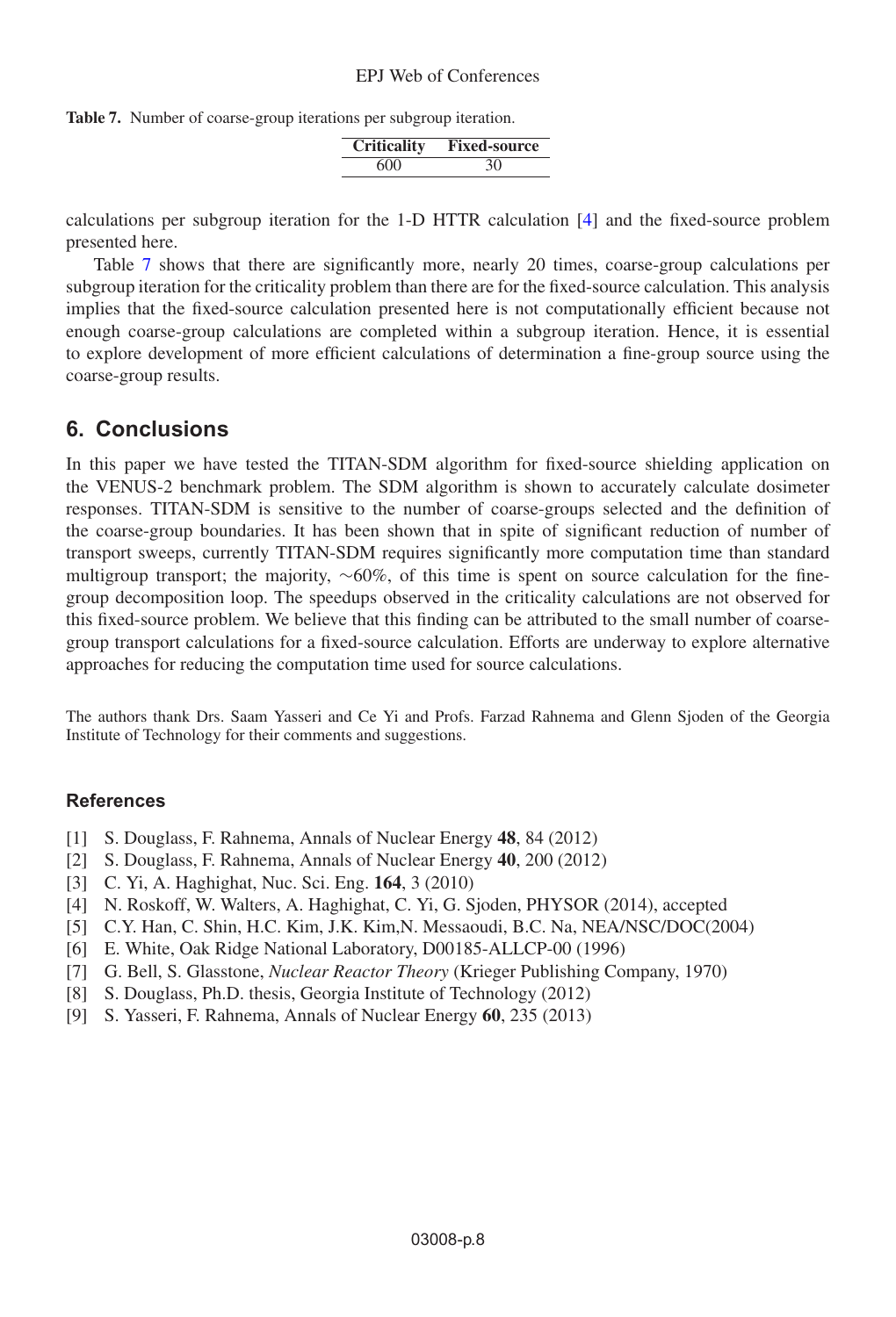**Table 7.** Number of coarse-group iterations per subgroup iteration.

| Criticality | Fixed-source |
|---|---|
| 600 | 30 |

calculations per subgroup iteration for the 1-D HTTR calculation [4] and the fixed-source problem presented here.

Table 7 shows that there are significantly more, nearly 20 times, coarse-group calculations per subgroup iteration for the criticality problem than there are for the fixed-source calculation. This analysis implies that the fixed-source calculation presented here is not computationally efficient because not enough coarse-group calculations are completed within a subgroup iteration. Hence, it is essential to explore development of more efficient calculations of determination a fine-group source using the coarse-group results.

## 6. Conclusions

In this paper we have tested the TITAN-SDM algorithm for fixed-source shielding application on the VENUS-2 benchmark problem. The SDM algorithm is shown to accurately calculate dosimeter responses. TITAN-SDM is sensitive to the number of coarse-groups selected and the definition of the coarse-group boundaries. It has been shown that in spite of significant reduction of number of transport sweeps, currently TITAN-SDM requires significantly more computation time than standard multigroup transport; the majority, $\sim$60%, of this time is spent on source calculation for the fine-group decomposition loop. The speedups observed in the criticality calculations are not observed for this fixed-source problem. We believe that this finding can be attributed to the small number of coarse-group transport calculations for a fixed-source calculation. Efforts are underway to explore alternative approaches for reducing the computation time used for source calculations.

The authors thank Drs. Saam Yasseri and Ce Yi and Profs. Farzad Rahnema and Glenn Sjoden of the Georgia Institute of Technology for their comments and suggestions.

### References

[1] S. Douglass, F. Rahnema, Annals of Nuclear Energy **48**, 84 (2012)
[2] S. Douglass, F. Rahnema, Annals of Nuclear Energy **40**, 200 (2012)
[3] C. Yi, A. Haghighat, Nuc. Sci. Eng. **164**, 3 (2010)
[4] N. Roskoff, W. Walters, A. Haghighat, C. Yi, G. Sjoden, PHYSOR (2014), accepted
[5] C.Y. Han, C. Shin, H.C. Kim, J.K. Kim,N. Messaoudi, B.C. Na, NEA/NSC/DOC(2004)
[6] E. White, Oak Ridge National Laboratory, D00185-ALLCP-00 (1996)
[7] G. Bell, S. Glasstone, *Nuclear Reactor Theory* (Krieger Publishing Company, 1970)
[8] S. Douglass, Ph.D. thesis, Georgia Institute of Technology (2012)
[9] S. Yasseri, F. Rahnema, Annals of Nuclear Energy **60**, 235 (2013)